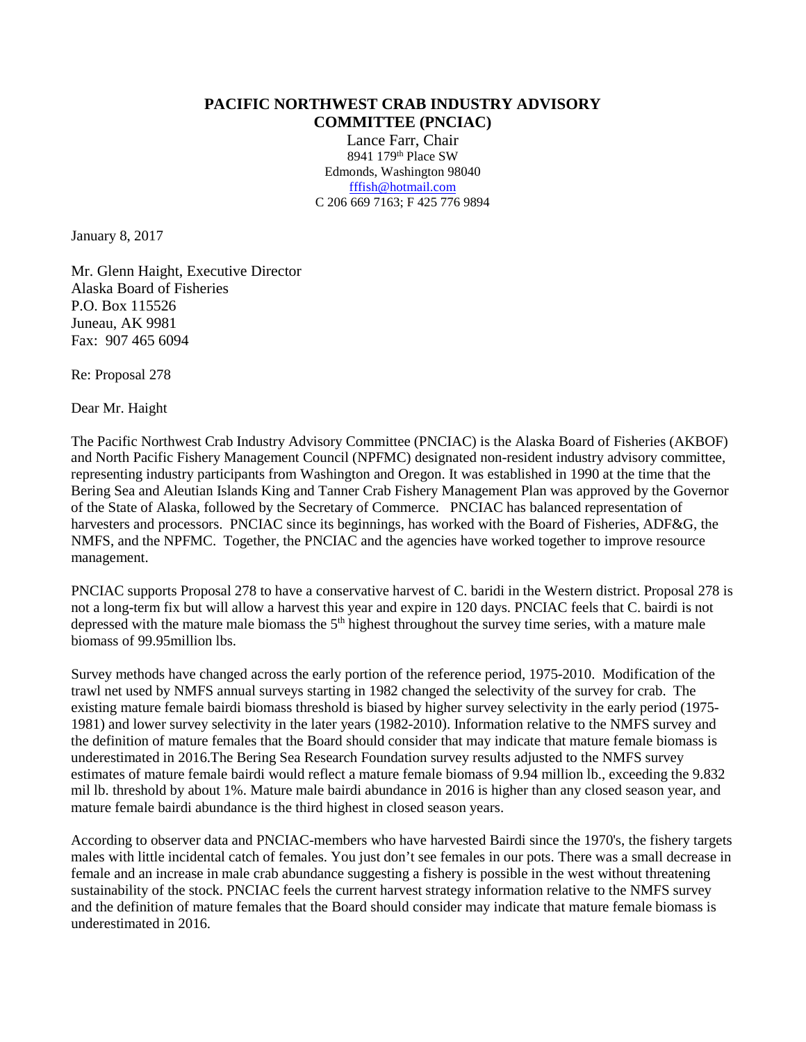**PACIFIC NORTHWEST CRAB INDUSTRY ADVISORY COMMITTEE (PNCIAC)**

Lance Farr, Chair
8941 179th Place SW
Edmonds, Washington 98040
fffish@hotmail.com
C 206 669 7163; F 425 776 9894

January 8, 2017

Mr. Glenn Haight, Executive Director
Alaska Board of Fisheries
P.O. Box 115526
Juneau, AK 9981
Fax: 907 465 6094

Re: Proposal 278

Dear Mr. Haight

The Pacific Northwest Crab Industry Advisory Committee (PNCIAC) is the Alaska Board of Fisheries (AKBOF) and North Pacific Fishery Management Council (NPFMC) designated non-resident industry advisory committee, representing industry participants from Washington and Oregon. It was established in 1990 at the time that the Bering Sea and Aleutian Islands King and Tanner Crab Fishery Management Plan was approved by the Governor of the State of Alaska, followed by the Secretary of Commerce. PNCIAC has balanced representation of harvesters and processors. PNCIAC since its beginnings, has worked with the Board of Fisheries, ADF&G, the NMFS, and the NPFMC. Together, the PNCIAC and the agencies have worked together to improve resource management.

PNCIAC supports Proposal 278 to have a conservative harvest of C. baridi in the Western district. Proposal 278 is not a long-term fix but will allow a harvest this year and expire in 120 days. PNCIAC feels that C. bairdi is not depressed with the mature male biomass the 5th highest throughout the survey time series, with a mature male biomass of 99.95million lbs.

Survey methods have changed across the early portion of the reference period, 1975-2010. Modification of the trawl net used by NMFS annual surveys starting in 1982 changed the selectivity of the survey for crab. The existing mature female bairdi biomass threshold is biased by higher survey selectivity in the early period (1975-1981) and lower survey selectivity in the later years (1982-2010). Information relative to the NMFS survey and the definition of mature females that the Board should consider that may indicate that mature female biomass is underestimated in 2016.The Bering Sea Research Foundation survey results adjusted to the NMFS survey estimates of mature female bairdi would reflect a mature female biomass of 9.94 million lb., exceeding the 9.832 mil lb. threshold by about 1%. Mature male bairdi abundance in 2016 is higher than any closed season year, and mature female bairdi abundance is the third highest in closed season years.

According to observer data and PNCIAC-members who have harvested Bairdi since the 1970's, the fishery targets males with little incidental catch of females. You just don't see females in our pots. There was a small decrease in female and an increase in male crab abundance suggesting a fishery is possible in the west without threatening sustainability of the stock. PNCIAC feels the current harvest strategy information relative to the NMFS survey and the definition of mature females that the Board should consider may indicate that mature female biomass is underestimated in 2016.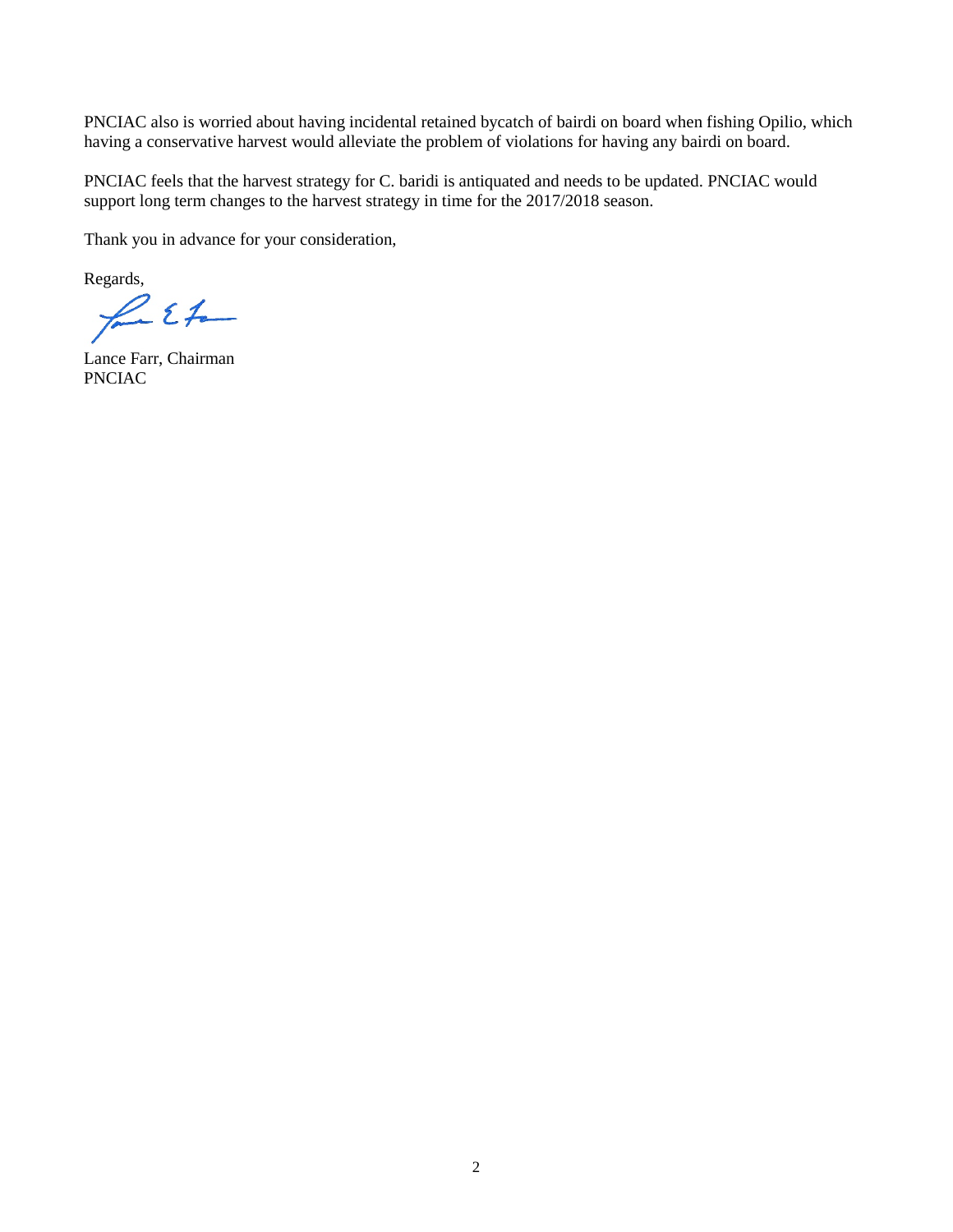PNCIAC also is worried about having incidental retained bycatch of bairdi on board when fishing Opilio, which having a conservative harvest would alleviate the problem of violations for having any bairdi on board.

PNCIAC feels that the harvest strategy for C. baridi is antiquated and needs to be updated. PNCIAC would support long term changes to the harvest strategy in time for the 2017/2018 season.

Thank you in advance for your consideration,

Regards,

Lance Farr, Chairman
PNCIAC